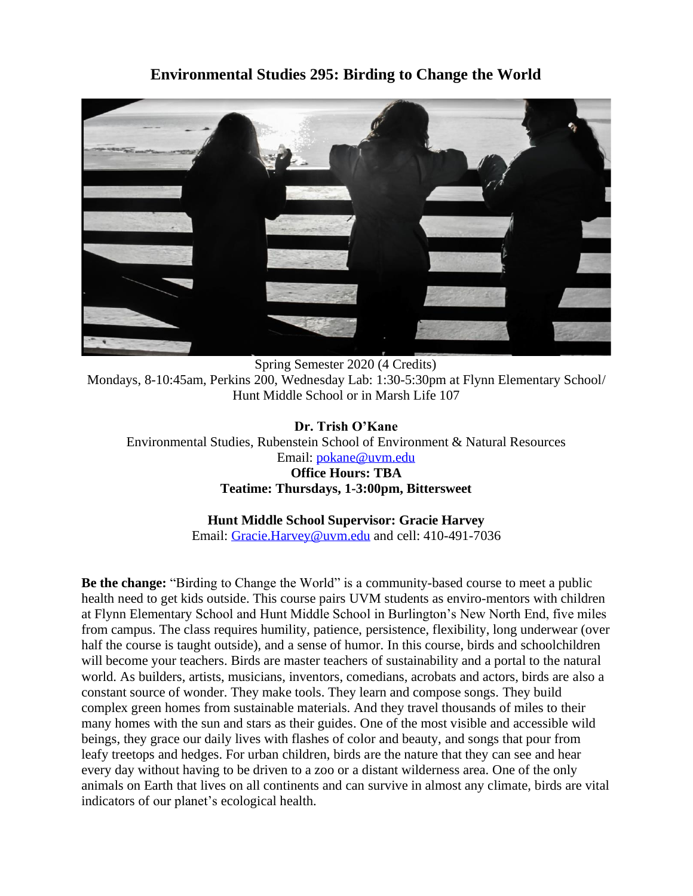# Environmental Studies 295: Birding to Change the World

Spring Semester 2020 (4 Credits)
Mondays, 8-10:45am, Perkins 200, Wednesday Lab: 1:30-5:30pm at Flynn Elementary School/ Hunt Middle School or in Marsh Life 107

**Dr. Trish O'Kane**
Environmental Studies, Rubenstein School of Environment & Natural Resources
Email: pokane@uvm.edu
**Office Hours: TBA**
**Teatime: Thursdays, 1-3:00pm, Bittersweet**

**Hunt Middle School Supervisor: Gracie Harvey**
Email: Gracie.Harvey@uvm.edu and cell: 410-491-7036

**Be the change:** "Birding to Change the World" is a community-based course to meet a public health need to get kids outside. This course pairs UVM students as enviro-mentors with children at Flynn Elementary School and Hunt Middle School in Burlington's New North End, five miles from campus. The class requires humility, patience, persistence, flexibility, long underwear (over half the course is taught outside), and a sense of humor. In this course, birds and schoolchildren will become your teachers. Birds are master teachers of sustainability and a portal to the natural world. As builders, artists, musicians, inventors, comedians, acrobats and actors, birds are also a constant source of wonder. They make tools. They learn and compose songs. They build complex green homes from sustainable materials. And they travel thousands of miles to their many homes with the sun and stars as their guides. One of the most visible and accessible wild beings, they grace our daily lives with flashes of color and beauty, and songs that pour from leafy treetops and hedges. For urban children, birds are the nature that they can see and hear every day without having to be driven to a zoo or a distant wilderness area. One of the only animals on Earth that lives on all continents and can survive in almost any climate, birds are vital indicators of our planet's ecological health.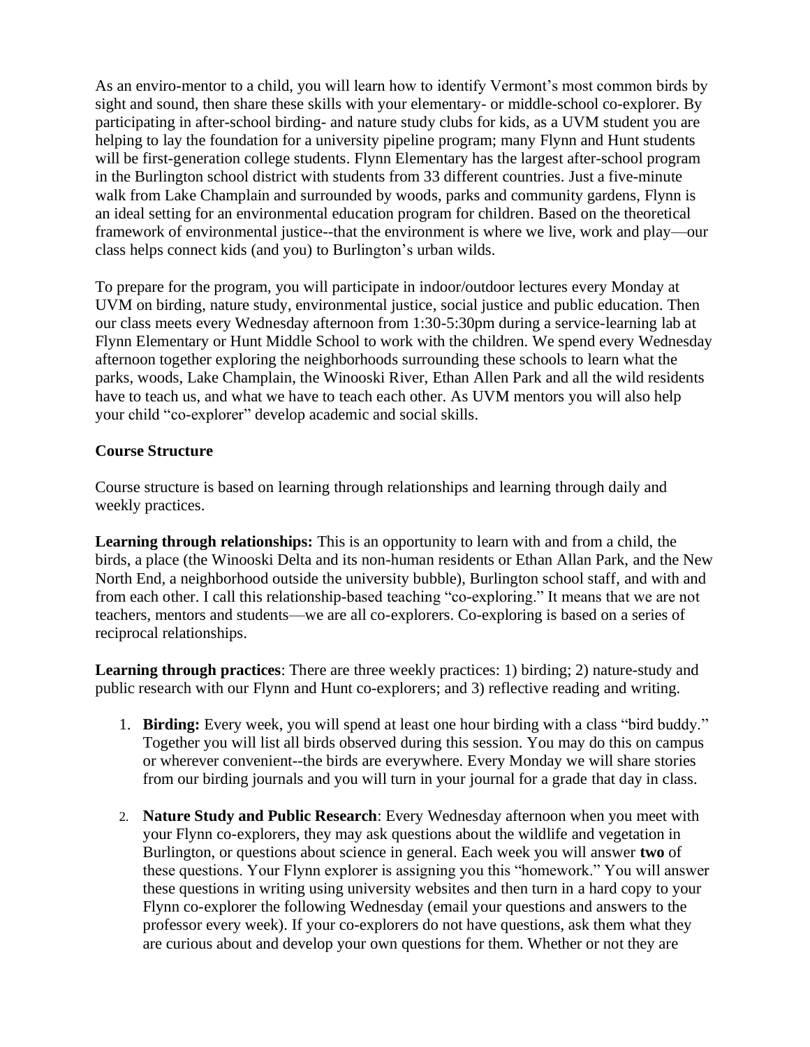As an enviro-mentor to a child, you will learn how to identify Vermont's most common birds by sight and sound, then share these skills with your elementary- or middle-school co-explorer. By participating in after-school birding- and nature study clubs for kids, as a UVM student you are helping to lay the foundation for a university pipeline program; many Flynn and Hunt students will be first-generation college students. Flynn Elementary has the largest after-school program in the Burlington school district with students from 33 different countries. Just a five-minute walk from Lake Champlain and surrounded by woods, parks and community gardens, Flynn is an ideal setting for an environmental education program for children. Based on the theoretical framework of environmental justice--that the environment is where we live, work and play—our class helps connect kids (and you) to Burlington's urban wilds.

To prepare for the program, you will participate in indoor/outdoor lectures every Monday at UVM on birding, nature study, environmental justice, social justice and public education. Then our class meets every Wednesday afternoon from 1:30-5:30pm during a service-learning lab at Flynn Elementary or Hunt Middle School to work with the children. We spend every Wednesday afternoon together exploring the neighborhoods surrounding these schools to learn what the parks, woods, Lake Champlain, the Winooski River, Ethan Allen Park and all the wild residents have to teach us, and what we have to teach each other. As UVM mentors you will also help your child "co-explorer" develop academic and social skills.

**Course Structure**

Course structure is based on learning through relationships and learning through daily and weekly practices.

**Learning through relationships:** This is an opportunity to learn with and from a child, the birds, a place (the Winooski Delta and its non-human residents or Ethan Allan Park, and the New North End, a neighborhood outside the university bubble), Burlington school staff, and with and from each other. I call this relationship-based teaching "co-exploring." It means that we are not teachers, mentors and students—we are all co-explorers. Co-exploring is based on a series of reciprocal relationships.

**Learning through practices**: There are three weekly practices: 1) birding; 2) nature-study and public research with our Flynn and Hunt co-explorers; and 3) reflective reading and writing.

1. **Birding:** Every week, you will spend at least one hour birding with a class "bird buddy." Together you will list all birds observed during this session. You may do this on campus or wherever convenient--the birds are everywhere. Every Monday we will share stories from our birding journals and you will turn in your journal for a grade that day in class.

2. **Nature Study and Public Research**: Every Wednesday afternoon when you meet with your Flynn co-explorers, they may ask questions about the wildlife and vegetation in Burlington, or questions about science in general. Each week you will answer **two** of these questions. Your Flynn explorer is assigning you this "homework." You will answer these questions in writing using university websites and then turn in a hard copy to your Flynn co-explorer the following Wednesday (email your questions and answers to the professor every week). If your co-explorers do not have questions, ask them what they are curious about and develop your own questions for them. Whether or not they are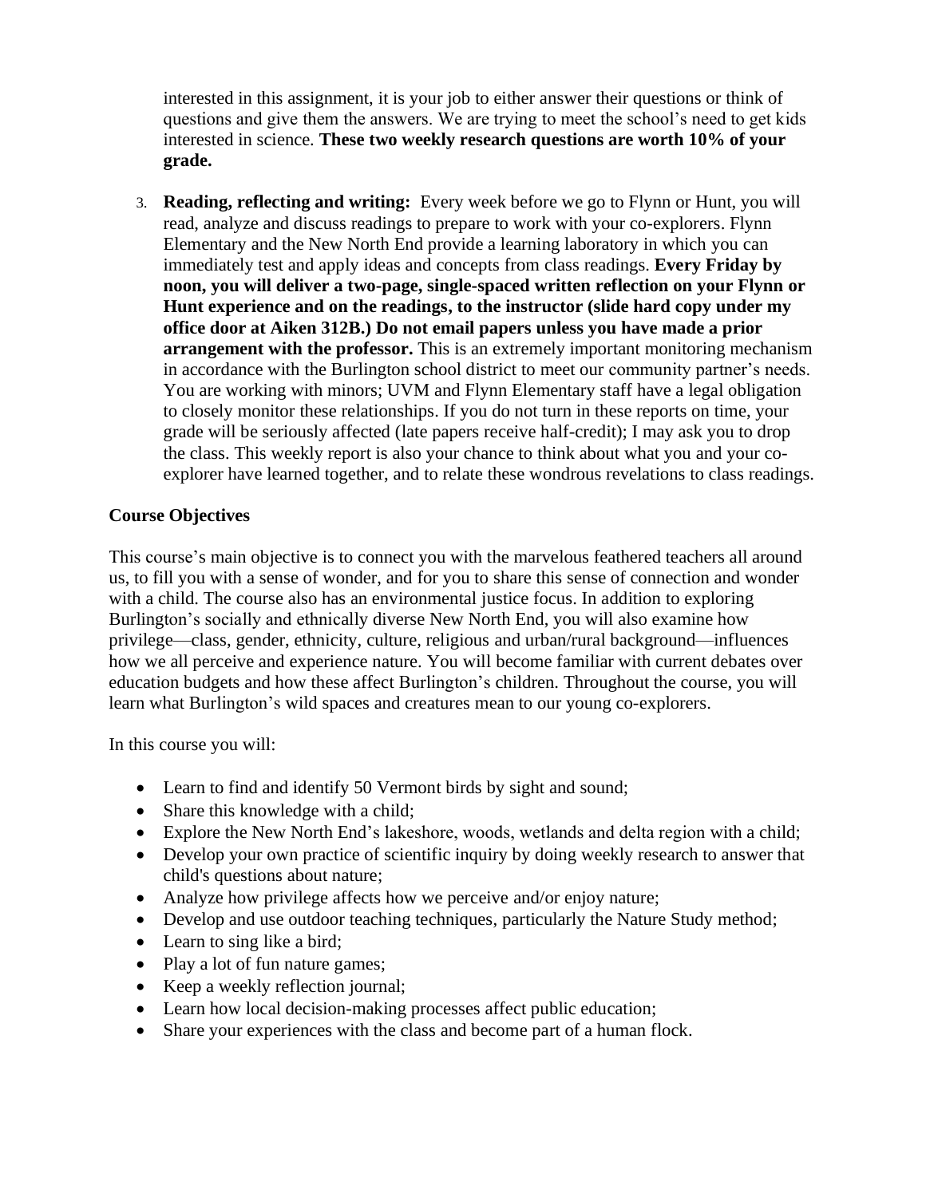interested in this assignment, it is your job to either answer their questions or think of questions and give them the answers. We are trying to meet the school's need to get kids interested in science. **These two weekly research questions are worth 10% of your grade.**

3. **Reading, reflecting and writing:** Every week before we go to Flynn or Hunt, you will read, analyze and discuss readings to prepare to work with your co-explorers. Flynn Elementary and the New North End provide a learning laboratory in which you can immediately test and apply ideas and concepts from class readings. **Every Friday by noon, you will deliver a two-page, single-spaced written reflection on your Flynn or Hunt experience and on the readings, to the instructor (slide hard copy under my office door at Aiken 312B.) Do not email papers unless you have made a prior arrangement with the professor.** This is an extremely important monitoring mechanism in accordance with the Burlington school district to meet our community partner's needs. You are working with minors; UVM and Flynn Elementary staff have a legal obligation to closely monitor these relationships. If you do not turn in these reports on time, your grade will be seriously affected (late papers receive half-credit); I may ask you to drop the class. This weekly report is also your chance to think about what you and your co-explorer have learned together, and to relate these wondrous revelations to class readings.

**Course Objectives**

This course's main objective is to connect you with the marvelous feathered teachers all around us, to fill you with a sense of wonder, and for you to share this sense of connection and wonder with a child. The course also has an environmental justice focus. In addition to exploring Burlington's socially and ethnically diverse New North End, you will also examine how privilege—class, gender, ethnicity, culture, religious and urban/rural background—influences how we all perceive and experience nature. You will become familiar with current debates over education budgets and how these affect Burlington's children. Throughout the course, you will learn what Burlington's wild spaces and creatures mean to our young co-explorers.

In this course you will:

- Learn to find and identify 50 Vermont birds by sight and sound;
- Share this knowledge with a child;
- Explore the New North End's lakeshore, woods, wetlands and delta region with a child;
- Develop your own practice of scientific inquiry by doing weekly research to answer that child's questions about nature;
- Analyze how privilege affects how we perceive and/or enjoy nature;
- Develop and use outdoor teaching techniques, particularly the Nature Study method;
- Learn to sing like a bird;
- Play a lot of fun nature games;
- Keep a weekly reflection journal;
- Learn how local decision-making processes affect public education;
- Share your experiences with the class and become part of a human flock.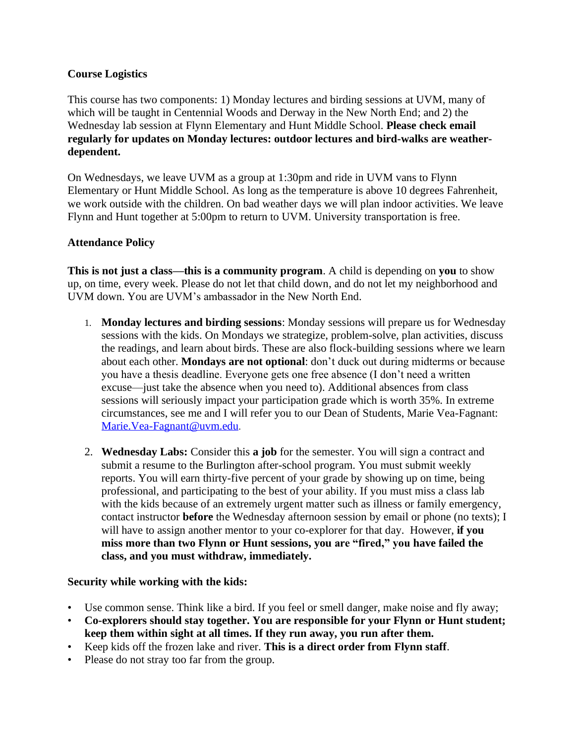**Course Logistics**

This course has two components: 1) Monday lectures and birding sessions at UVM, many of which will be taught in Centennial Woods and Derway in the New North End; and 2) the Wednesday lab session at Flynn Elementary and Hunt Middle School. **Please check email regularly for updates on Monday lectures: outdoor lectures and bird-walks are weather-dependent.**

On Wednesdays, we leave UVM as a group at 1:30pm and ride in UVM vans to Flynn Elementary or Hunt Middle School. As long as the temperature is above 10 degrees Fahrenheit, we work outside with the children. On bad weather days we will plan indoor activities. We leave Flynn and Hunt together at 5:00pm to return to UVM. University transportation is free.

**Attendance Policy**

**This is not just a class—this is a community program**. A child is depending on **you** to show up, on time, every week. Please do not let that child down, and do not let my neighborhood and UVM down. You are UVM's ambassador in the New North End.

1. **Monday lectures and birding sessions**: Monday sessions will prepare us for Wednesday sessions with the kids. On Mondays we strategize, problem-solve, plan activities, discuss the readings, and learn about birds. These are also flock-building sessions where we learn about each other. **Mondays are not optional**: don't duck out during midterms or because you have a thesis deadline. Everyone gets one free absence (I don't need a written excuse—just take the absence when you need to). Additional absences from class sessions will seriously impact your participation grade which is worth 35%. In extreme circumstances, see me and I will refer you to our Dean of Students, Marie Vea-Fagnant: Marie.Vea-Fagnant@uvm.edu.

2. **Wednesday Labs:** Consider this **a job** for the semester. You will sign a contract and submit a resume to the Burlington after-school program. You must submit weekly reports. You will earn thirty-five percent of your grade by showing up on time, being professional, and participating to the best of your ability. If you must miss a class lab with the kids because of an extremely urgent matter such as illness or family emergency, contact instructor **before** the Wednesday afternoon session by email or phone (no texts); I will have to assign another mentor to your co-explorer for that day. However, **if you miss more than two Flynn or Hunt sessions, you are "fired," you have failed the class, and you must withdraw, immediately.**

**Security while working with the kids:**

- Use common sense. Think like a bird. If you feel or smell danger, make noise and fly away;
- **Co-explorers should stay together. You are responsible for your Flynn or Hunt student; keep them within sight at all times. If they run away, you run after them.**
- Keep kids off the frozen lake and river. **This is a direct order from Flynn staff**.
- Please do not stray too far from the group.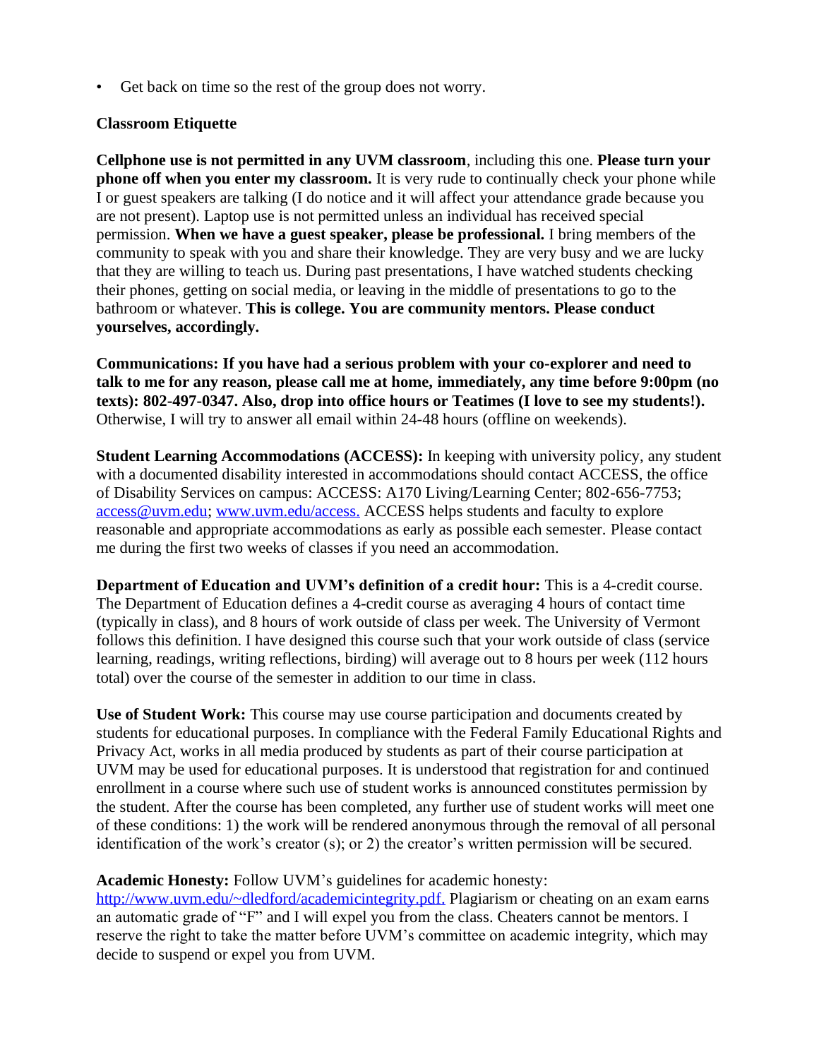- Get back on time so the rest of the group does not worry.

**Classroom Etiquette**

**Cellphone use is not permitted in any UVM classroom**, including this one. **Please turn your phone off when you enter my classroom.** It is very rude to continually check your phone while I or guest speakers are talking (I do notice and it will affect your attendance grade because you are not present). Laptop use is not permitted unless an individual has received special permission. **When we have a guest speaker, please be professional.** I bring members of the community to speak with you and share their knowledge. They are very busy and we are lucky that they are willing to teach us. During past presentations, I have watched students checking their phones, getting on social media, or leaving in the middle of presentations to go to the bathroom or whatever. **This is college. You are community mentors. Please conduct yourselves, accordingly.**

**Communications: If you have had a serious problem with your co-explorer and need to talk to me for any reason, please call me at home, immediately, any time before 9:00pm (no texts): 802-497-0347. Also, drop into office hours or Teatimes (I love to see my students!).** Otherwise, I will try to answer all email within 24-48 hours (offline on weekends).

**Student Learning Accommodations (ACCESS):** In keeping with university policy, any student with a documented disability interested in accommodations should contact ACCESS, the office of Disability Services on campus: ACCESS: A170 Living/Learning Center; 802-656-7753; access@uvm.edu; www.uvm.edu/access. ACCESS helps students and faculty to explore reasonable and appropriate accommodations as early as possible each semester. Please contact me during the first two weeks of classes if you need an accommodation.

**Department of Education and UVM's definition of a credit hour:** This is a 4-credit course. The Department of Education defines a 4-credit course as averaging 4 hours of contact time (typically in class), and 8 hours of work outside of class per week. The University of Vermont follows this definition. I have designed this course such that your work outside of class (service learning, readings, writing reflections, birding) will average out to 8 hours per week (112 hours total) over the course of the semester in addition to our time in class.

**Use of Student Work:** This course may use course participation and documents created by students for educational purposes. In compliance with the Federal Family Educational Rights and Privacy Act, works in all media produced by students as part of their course participation at UVM may be used for educational purposes. It is understood that registration for and continued enrollment in a course where such use of student works is announced constitutes permission by the student. After the course has been completed, any further use of student works will meet one of these conditions: 1) the work will be rendered anonymous through the removal of all personal identification of the work's creator (s); or 2) the creator's written permission will be secured.

**Academic Honesty:** Follow UVM's guidelines for academic honesty: http://www.uvm.edu/~dledford/academicintegrity.pdf. Plagiarism or cheating on an exam earns an automatic grade of "F" and I will expel you from the class. Cheaters cannot be mentors. I reserve the right to take the matter before UVM's committee on academic integrity, which may decide to suspend or expel you from UVM.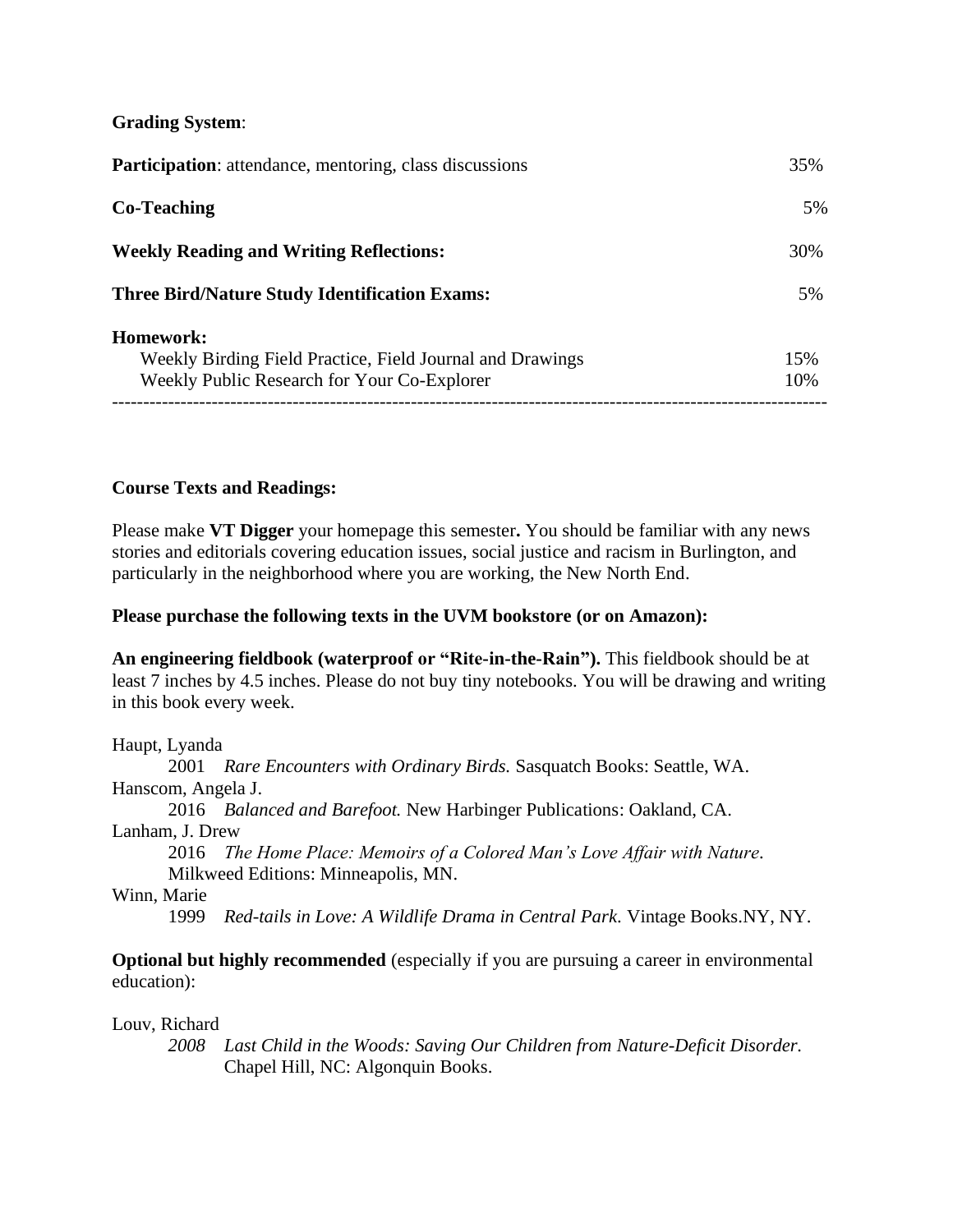**Grading System**:

| | |
|---|---|
| **Participation**: attendance, mentoring, class discussions | 35% |
| **Co-Teaching** | 5% |
| **Weekly Reading and Writing Reflections:** | 30% |
| **Three Bird/Nature Study Identification Exams:** | 5% |
| **Homework:** | |
| Weekly Birding Field Practice, Field Journal and Drawings | 15% |
| Weekly Public Research for Your Co-Explorer | 10% |

---

**Course Texts and Readings:**

Please make **VT Digger** your homepage this semester**.** You should be familiar with any news stories and editorials covering education issues, social justice and racism in Burlington, and particularly in the neighborhood where you are working, the New North End.

**Please purchase the following texts in the UVM bookstore (or on Amazon):**

**An engineering fieldbook (waterproof or "Rite-in-the-Rain").** This fieldbook should be at least 7 inches by 4.5 inches. Please do not buy tiny notebooks. You will be drawing and writing in this book every week.

Haupt, Lyanda
   2001 *Rare Encounters with Ordinary Birds.* Sasquatch Books: Seattle, WA.

Hanscom, Angela J.
   2016 *Balanced and Barefoot.* New Harbinger Publications: Oakland, CA.

Lanham, J. Drew
   2016 *The Home Place: Memoirs of a Colored Man's Love Affair with Nature.* Milkweed Editions: Minneapolis, MN.

Winn, Marie
   1999 *Red-tails in Love: A Wildlife Drama in Central Park.* Vintage Books.NY, NY.

**Optional but highly recommended** (especially if you are pursuing a career in environmental education):

Louv, Richard
   *2008 Last Child in the Woods: Saving Our Children from Nature-Deficit Disorder.* Chapel Hill, NC: Algonquin Books.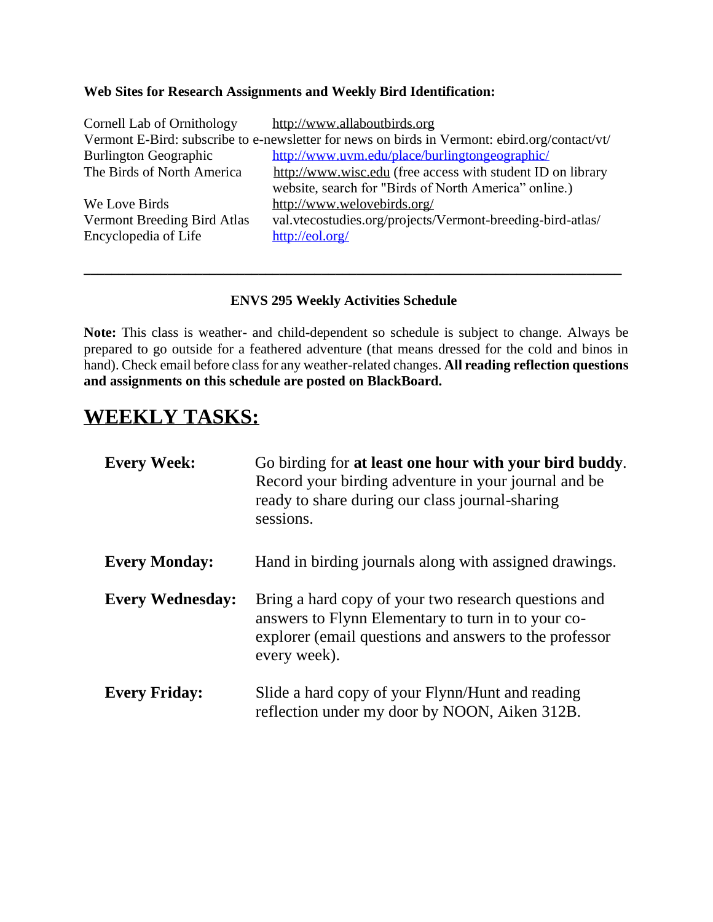**Web Sites for Research Assignments and Weekly Bird Identification:**

Cornell Lab of Ornithology http://www.allaboutbirds.org

Vermont E-Bird: subscribe to e-newsletter for news on birds in Vermont: ebird.org/contact/vt/

Burlington Geographic http://www.uvm.edu/place/burlingtongeographic/

The Birds of North America http://www.wisc.edu (free access with student ID on library website, search for "Birds of North America" online.)

We Love Birds http://www.welovebirds.org/

Vermont Breeding Bird Atlas val.vtecostudies.org/projects/Vermont-breeding-bird-atlas/

Encyclopedia of Life http://eol.org/

---

**ENVS 295 Weekly Activities Schedule**

**Note:** This class is weather- and child-dependent so schedule is subject to change. Always be prepared to go outside for a feathered adventure (that means dressed for the cold and binos in hand). Check email before class for any weather-related changes. **All reading reflection questions and assignments on this schedule are posted on BlackBoard.**

# WEEKLY TASKS:

**Every Week:** Go birding for **at least one hour with your bird buddy**. Record your birding adventure in your journal and be ready to share during our class journal-sharing sessions.

**Every Monday:** Hand in birding journals along with assigned drawings.

**Every Wednesday:** Bring a hard copy of your two research questions and answers to Flynn Elementary to turn in to your co-explorer (email questions and answers to the professor every week).

**Every Friday:** Slide a hard copy of your Flynn/Hunt and reading reflection under my door by NOON, Aiken 312B.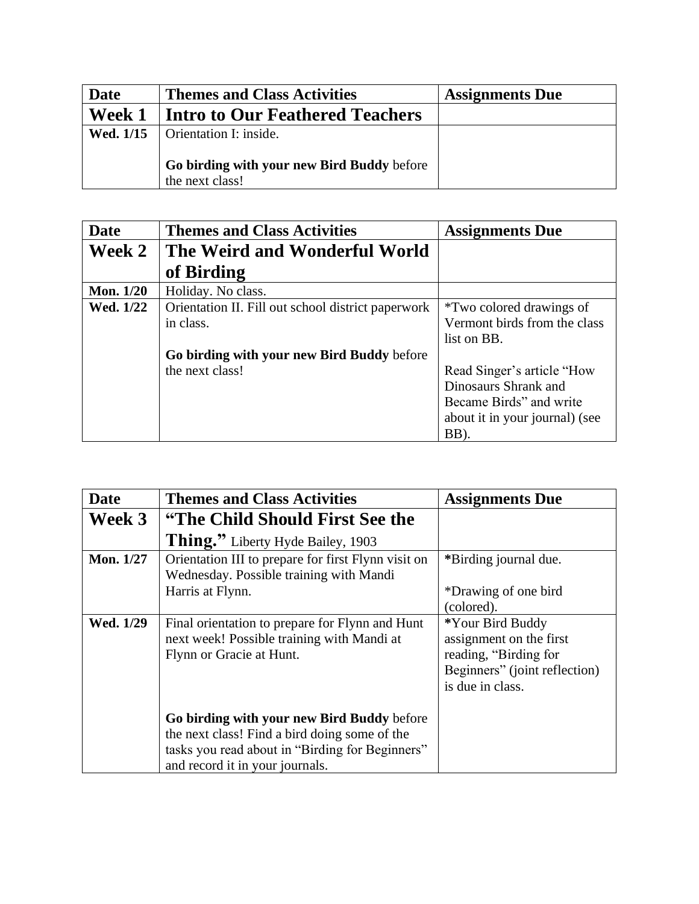| Date | Themes and Class Activities | Assignments Due |
|---|---|---|
| **Week 1** | **Intro to Our Feathered Teachers** | |
| **Wed. 1/15** | Orientation I: inside.<br><br>**Go birding with your new Bird Buddy** before the next class! | |

| Date | Themes and Class Activities | Assignments Due |
|---|---|---|
| **Week 2** | **The Weird and Wonderful World of Birding** | |
| **Mon. 1/20** | Holiday. No class. | |
| **Wed. 1/22** | Orientation II. Fill out school district paperwork in class.<br><br>**Go birding with your new Bird Buddy** before the next class! | *Two colored drawings of Vermont birds from the class list on BB.<br><br>Read Singer's article "How Dinosaurs Shrank and Became Birds" and write about it in your journal) (see BB). |

| Date | Themes and Class Activities | Assignments Due |
|---|---|---|
| **Week 3** | **"The Child Should First See the Thing."** Liberty Hyde Bailey, 1903 | |
| **Mon. 1/27** | Orientation III to prepare for first Flynn visit on Wednesday. Possible training with Mandi Harris at Flynn. | ***Birding journal due.**<br><br>*Drawing of one bird (colored). |
| **Wed. 1/29** | Final orientation to prepare for Flynn and Hunt next week! Possible training with Mandi at Flynn or Gracie at Hunt.<br><br>**Go birding with your new Bird Buddy** before the next class! Find a bird doing some of the tasks you read about in "Birding for Beginners" and record it in your journals. | ***Your Bird Buddy** assignment on the first reading, "Birding for Beginners" (joint reflection) is due in class. |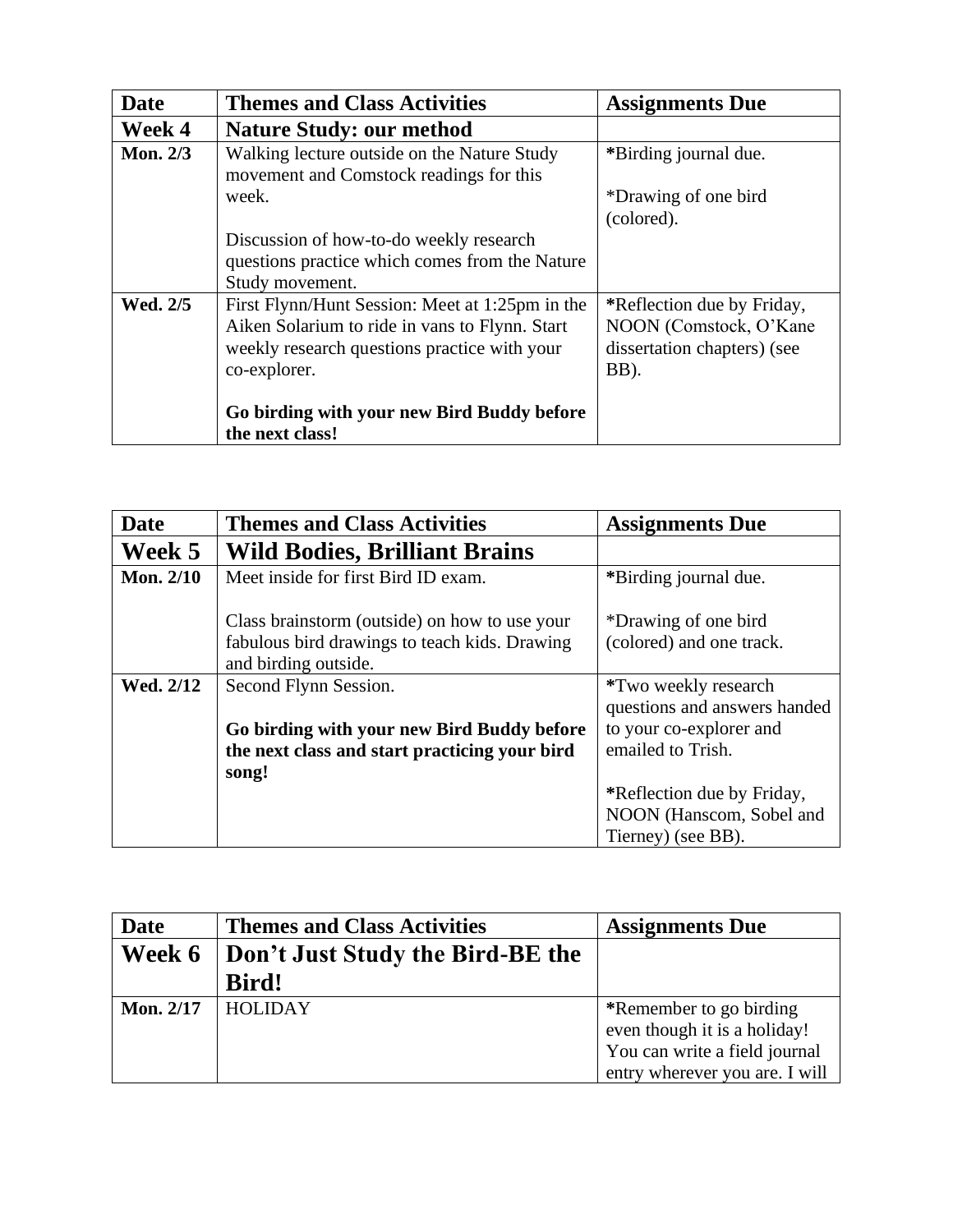| Date | Themes and Class Activities | Assignments Due |
|---|---|---|
| **Week 4** | **Nature Study: our method** | |
| **Mon. 2/3** | Walking lecture outside on the Nature Study movement and Comstock readings for this week.<br><br>Discussion of how-to-do weekly research questions practice which comes from the Nature Study movement. | *Birding journal due.<br><br>*Drawing of one bird (colored). |
| **Wed. 2/5** | First Flynn/Hunt Session: Meet at 1:25pm in the Aiken Solarium to ride in vans to Flynn. Start weekly research questions practice with your co-explorer.<br><br>**Go birding with your new Bird Buddy before the next class!** | *Reflection due by Friday, NOON (Comstock, O'Kane dissertation chapters) (see BB). |

| Date | Themes and Class Activities | Assignments Due |
|---|---|---|
| **Week 5** | **Wild Bodies, Brilliant Brains** | |
| **Mon. 2/10** | Meet inside for first Bird ID exam.<br><br>Class brainstorm (outside) on how to use your fabulous bird drawings to teach kids. Drawing and birding outside. | *Birding journal due.<br><br>*Drawing of one bird (colored) and one track. |
| **Wed. 2/12** | Second Flynn Session.<br><br>**Go birding with your new Bird Buddy before the next class and start practicing your bird song!** | *Two weekly research questions and answers handed to your co-explorer and emailed to Trish.<br><br>*Reflection due by Friday, NOON (Hanscom, Sobel and Tierney) (see BB). |

| Date | Themes and Class Activities | Assignments Due |
|---|---|---|
| **Week 6** | **Don't Just Study the Bird-BE the Bird!** | |
| **Mon. 2/17** | HOLIDAY | *Remember to go birding even though it is a holiday! You can write a field journal entry wherever you are. I will |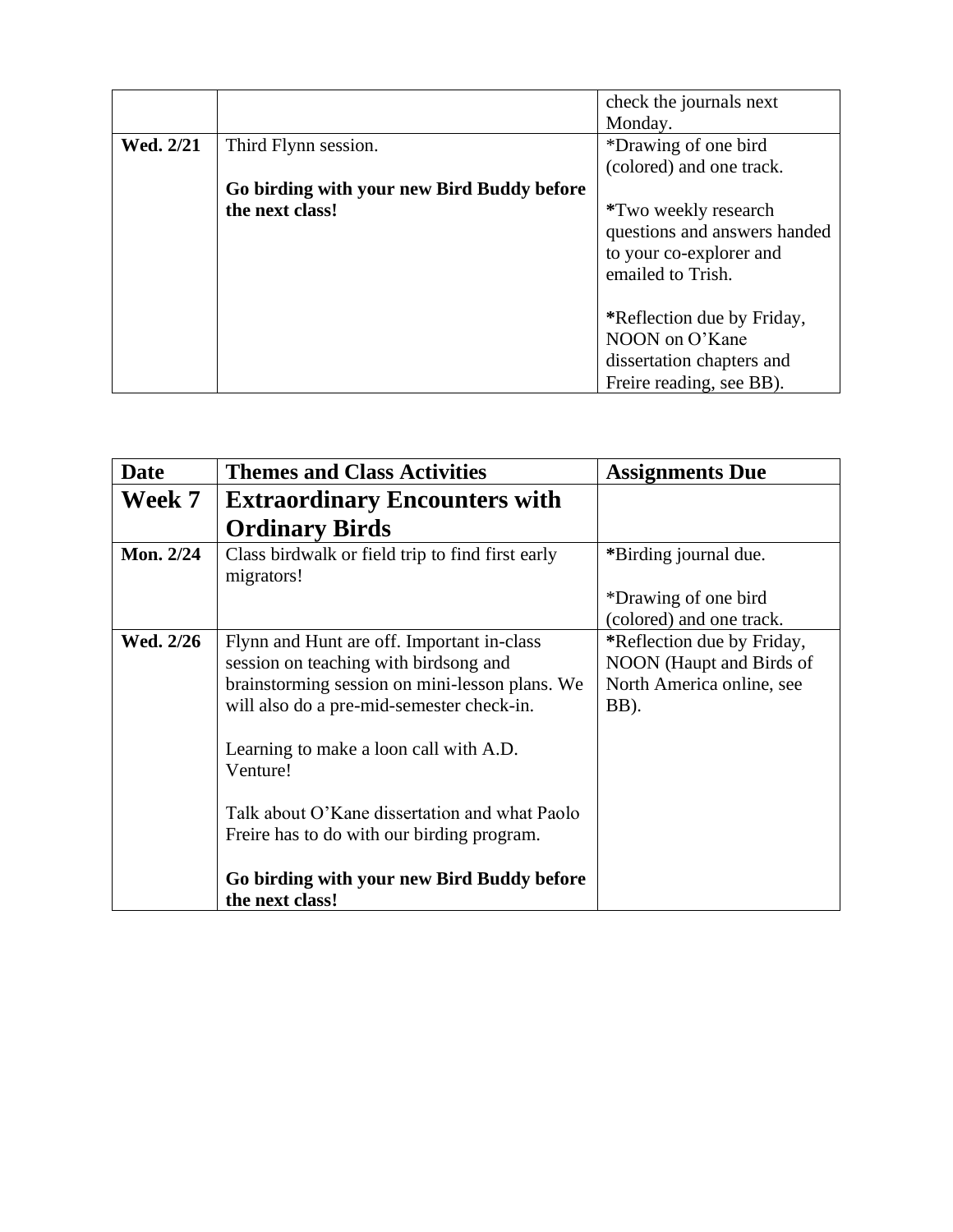| | | |
|---|---|---|
| | | check the journals next Monday. |
| **Wed. 2/21** | Third Flynn session.<br><br>**Go birding with your new Bird Buddy before the next class!** | *Drawing of one bird (colored) and one track.<br><br>***Two weekly research questions and answers handed to your co-explorer and emailed to Trish.<br><br>***Reflection due by Friday, NOON on O'Kane dissertation chapters and Freire reading, see BB). |

| **Date** | **Themes and Class Activities** | **Assignments Due** |
|---|---|---|
| **Week 7** | **Extraordinary Encounters with Ordinary Birds** | |
| **Mon. 2/24** | Class birdwalk or field trip to find first early migrators! | ***Birding journal due.<br><br>*Drawing of one bird (colored) and one track. |
| **Wed. 2/26** | Flynn and Hunt are off. Important in-class session on teaching with birdsong and brainstorming session on mini-lesson plans. We will also do a pre-mid-semester check-in.<br><br>Learning to make a loon call with A.D. Venture!<br><br>Talk about O'Kane dissertation and what Paolo Freire has to do with our birding program.<br><br>**Go birding with your new Bird Buddy before the next class!** | ***Reflection due by Friday, NOON (Haupt and Birds of North America online, see BB). |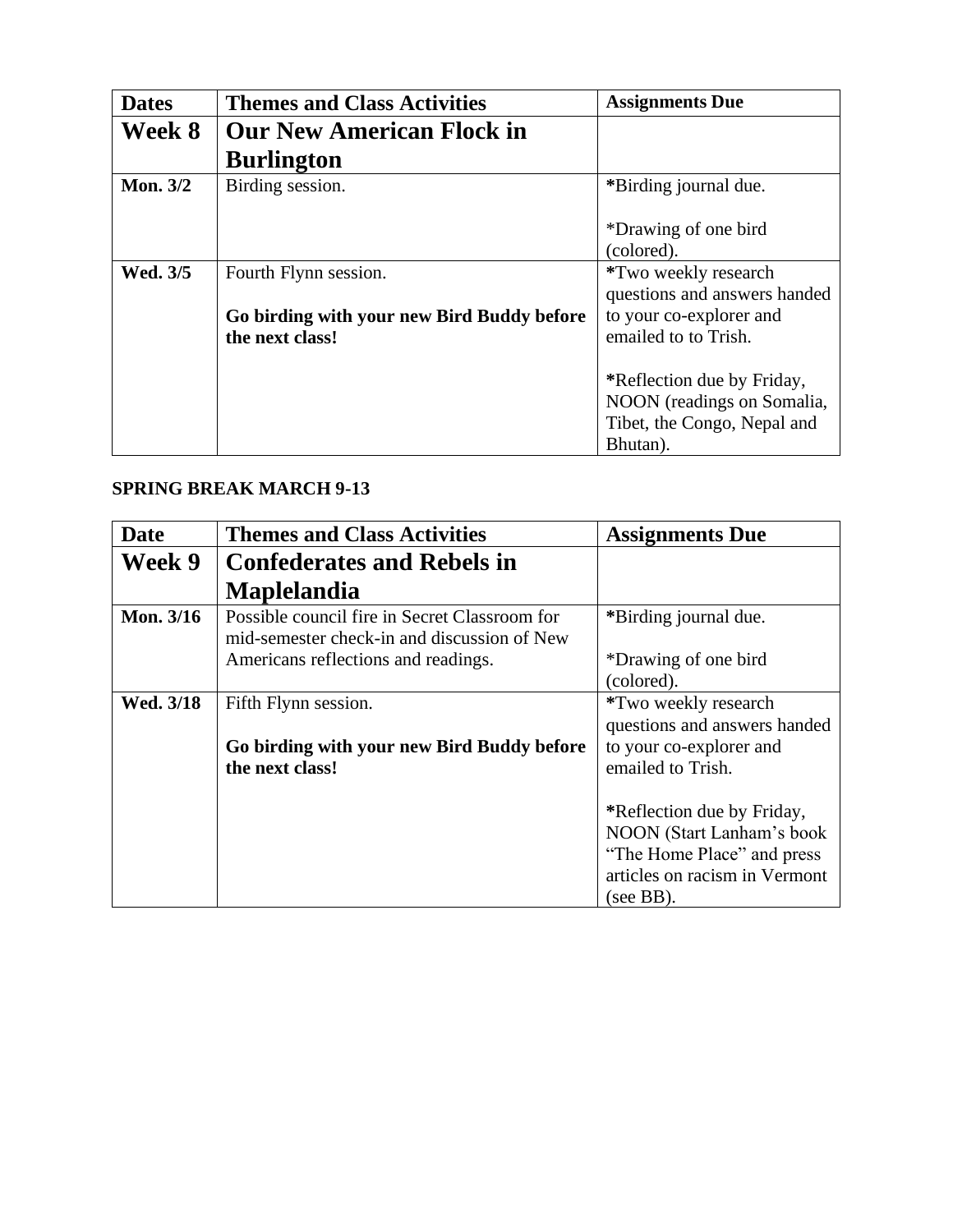| **Dates** | **Themes and Class Activities** | **Assignments Due** |
|---|---|---|
| **Week 8** | **Our New American Flock in Burlington** | |
| **Mon. 3/2** | Birding session. | ***Birding journal due.**<br><br>*Drawing of one bird (colored). |
| **Wed. 3/5** | Fourth Flynn session.<br><br>**Go birding with your new Bird Buddy before the next class!** | *Two weekly research questions and answers handed to your co-explorer and emailed to to Trish.<br><br>*Reflection due by Friday, NOON (readings on Somalia, Tibet, the Congo, Nepal and Bhutan). |

**SPRING BREAK MARCH 9-13**

| **Date** | **Themes and Class Activities** | **Assignments Due** |
|---|---|---|
| **Week 9** | **Confederates and Rebels in Maplelandia** | |
| **Mon. 3/16** | Possible council fire in Secret Classroom for mid-semester check-in and discussion of New Americans reflections and readings. | *Birding journal due.<br><br>*Drawing of one bird (colored). |
| **Wed. 3/18** | Fifth Flynn session.<br><br>**Go birding with your new Bird Buddy before the next class!** | *Two weekly research questions and answers handed to your co-explorer and emailed to Trish.<br><br>*Reflection due by Friday, NOON (Start Lanham's book "The Home Place" and press articles on racism in Vermont (see BB). |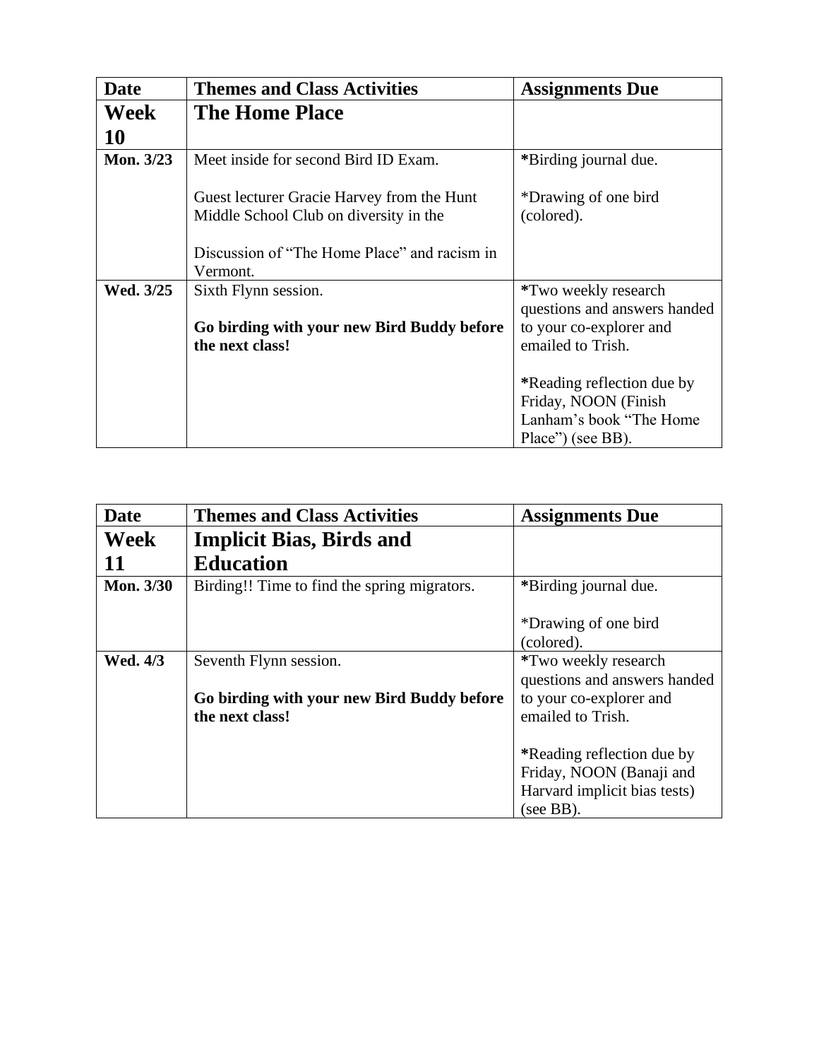| Date | Themes and Class Activities | Assignments Due |
|---|---|---|
| **Week 10** | **The Home Place** | |
| **Mon. 3/23** | Meet inside for second Bird ID Exam.<br><br>Guest lecturer Gracie Harvey from the Hunt Middle School Club on diversity in the<br><br>Discussion of "The Home Place" and racism in Vermont. | ***Birding journal due.<br><br>*Drawing of one bird (colored). |
| **Wed. 3/25** | Sixth Flynn session.<br><br>**Go birding with your new Bird Buddy before the next class!** | ***Two weekly research questions and answers handed to your co-explorer and emailed to Trish.<br><br>***Reading reflection due by Friday, NOON (Finish Lanham's book "The Home Place") (see BB). |

| Date | Themes and Class Activities | Assignments Due |
|---|---|---|
| **Week 11** | **Implicit Bias, Birds and Education** | |
| **Mon. 3/30** | Birding!! Time to find the spring migrators. | ***Birding journal due.<br><br>*Drawing of one bird (colored). |
| **Wed. 4/3** | Seventh Flynn session.<br><br>**Go birding with your new Bird Buddy before the next class!** | ***Two weekly research questions and answers handed to your co-explorer and emailed to Trish.<br><br>***Reading reflection due by Friday, NOON (Banaji and Harvard implicit bias tests) (see BB). |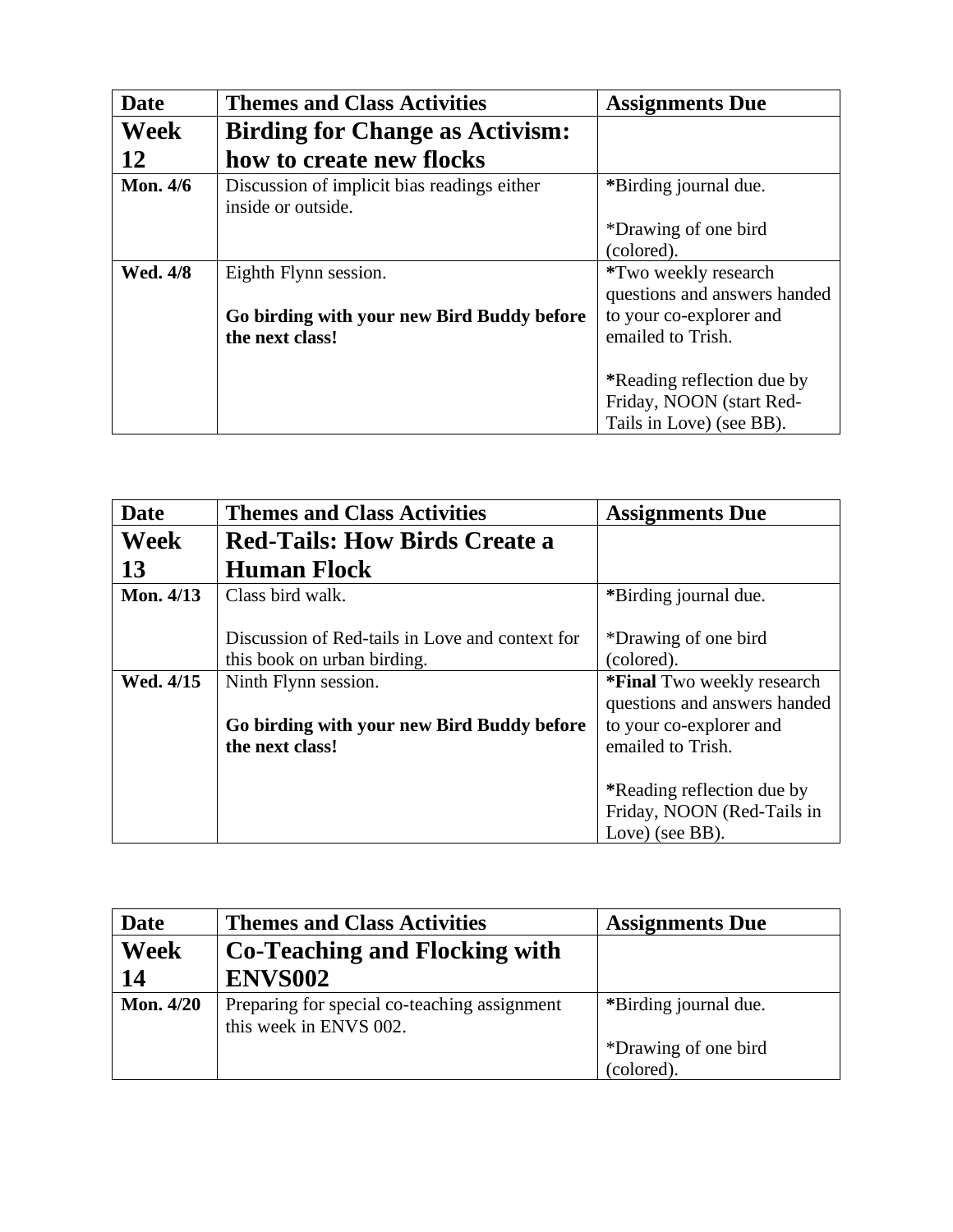| Date | Themes and Class Activities | Assignments Due |
|---|---|---|
| **Week 12** | **Birding for Change as Activism: how to create new flocks** | |
| **Mon. 4/6** | Discussion of implicit bias readings either inside or outside. | **\***Birding journal due.<br><br>*Drawing of one bird (colored). |
| **Wed. 4/8** | Eighth Flynn session.<br><br>**Go birding with your new Bird Buddy before the next class!** | **\***Two weekly research questions and answers handed to your co-explorer and emailed to Trish.<br><br>**\***Reading reflection due by Friday, NOON (start Red-Tails in Love) (see BB). |

| Date | Themes and Class Activities | Assignments Due |
|---|---|---|
| **Week 13** | **Red-Tails: How Birds Create a Human Flock** | |
| **Mon. 4/13** | Class bird walk.<br><br>Discussion of Red-tails in Love and context for this book on urban birding. | **\***Birding journal due.<br><br>*Drawing of one bird (colored). |
| **Wed. 4/15** | Ninth Flynn session.<br><br>**Go birding with your new Bird Buddy before the next class!** | **\*Final** Two weekly research questions and answers handed to your co-explorer and emailed to Trish.<br><br>**\***Reading reflection due by Friday, NOON (Red-Tails in Love) (see BB). |

| Date | Themes and Class Activities | Assignments Due |
|---|---|---|
| **Week 14** | **Co-Teaching and Flocking with ENVS002** | |
| **Mon. 4/20** | Preparing for special co-teaching assignment this week in ENVS 002. | **\***Birding journal due.<br><br>*Drawing of one bird (colored). |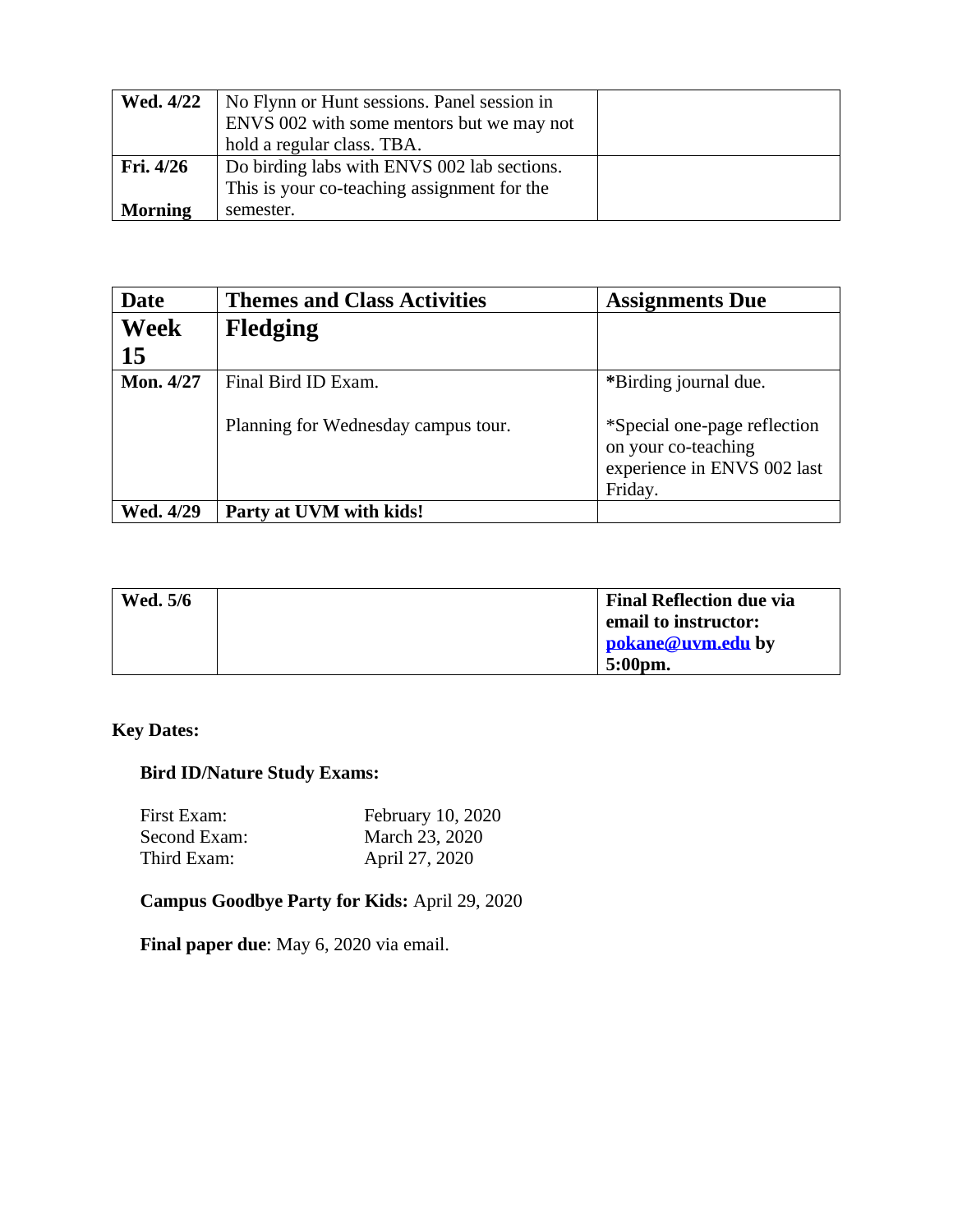| | | |
|---|---|---|
| **Wed. 4/22** | No Flynn or Hunt sessions. Panel session in ENVS 002 with some mentors but we may not hold a regular class. TBA. | |
| **Fri. 4/26** **Morning** | Do birding labs with ENVS 002 lab sections. This is your co-teaching assignment for the semester. | |

| **Date** | **Themes and Class Activities** | **Assignments Due** |
|---|---|---|
| **Week 15** | **Fledging** | |
| **Mon. 4/27** | Final Bird ID Exam.<br><br>Planning for Wednesday campus tour. | ***Birding journal due.**<br><br>*Special one-page reflection on your co-teaching experience in ENVS 002 last Friday. |
| **Wed. 4/29** | **Party at UVM with kids!** | |

| | | |
|---|---|---|
| **Wed. 5/6** | | **Final Reflection due via email to instructor: pokane@uvm.edu by 5:00pm.** |

**Key Dates:**

**Bird ID/Nature Study Exams:**

| | |
|---|---|
| First Exam: | February 10, 2020 |
| Second Exam: | March 23, 2020 |
| Third Exam: | April 27, 2020 |

**Campus Goodbye Party for Kids:** April 29, 2020

**Final paper due**: May 6, 2020 via email.